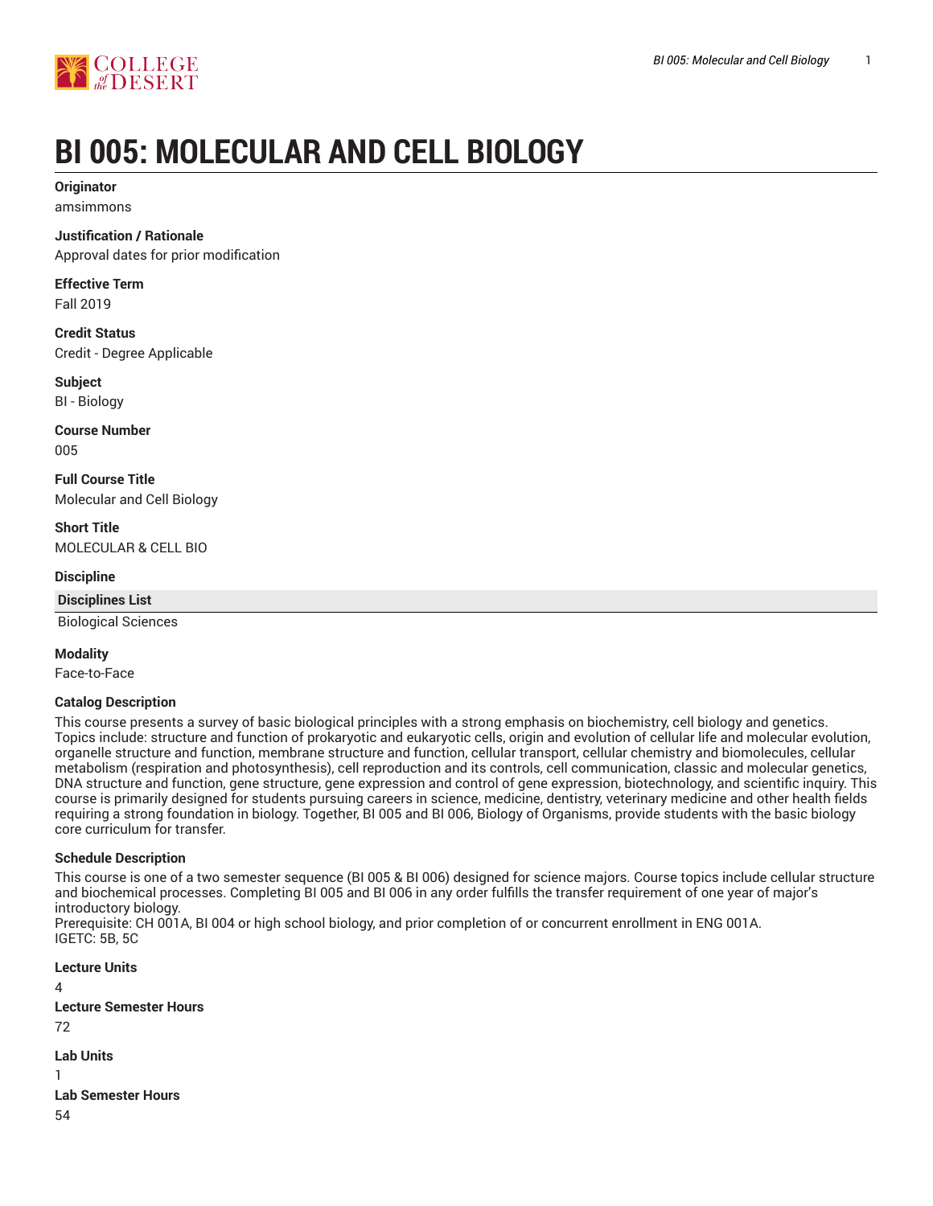# BI 005: MOLECULAR AND CELL BIOLOGY

**Originator**

amsimmons

**Justification / Rationale**

Approval dates for prior modification

**Effective Term**

Fall 2019

**Credit Status**

Credit - Degree Applicable

**Subject**

BI - Biology

**Course Number**

005

**Full Course Title**

Molecular and Cell Biology

**Short Title**

MOLECULAR & CELL BIO

**Discipline**

| Disciplines List |
| --- |
| Biological Sciences |

**Modality**

Face-to-Face

**Catalog Description**

This course presents a survey of basic biological principles with a strong emphasis on biochemistry, cell biology and genetics. Topics include: structure and function of prokaryotic and eukaryotic cells, origin and evolution of cellular life and molecular evolution, organelle structure and function, membrane structure and function, cellular transport, cellular chemistry and biomolecules, cellular metabolism (respiration and photosynthesis), cell reproduction and its controls, cell communication, classic and molecular genetics, DNA structure and function, gene structure, gene expression and control of gene expression, biotechnology, and scientific inquiry. This course is primarily designed for students pursuing careers in science, medicine, dentistry, veterinary medicine and other health fields requiring a strong foundation in biology. Together, BI 005 and BI 006, Biology of Organisms, provide students with the basic biology core curriculum for transfer.

**Schedule Description**

This course is one of a two semester sequence (BI 005 & BI 006) designed for science majors. Course topics include cellular structure and biochemical processes. Completing BI 005 and BI 006 in any order fulfills the transfer requirement of one year of major's introductory biology.
Prerequisite: CH 001A, BI 004 or high school biology, and prior completion of or concurrent enrollment in ENG 001A.
IGETC: 5B, 5C

**Lecture Units**

4

**Lecture Semester Hours**

72

**Lab Units**

1

**Lab Semester Hours**

54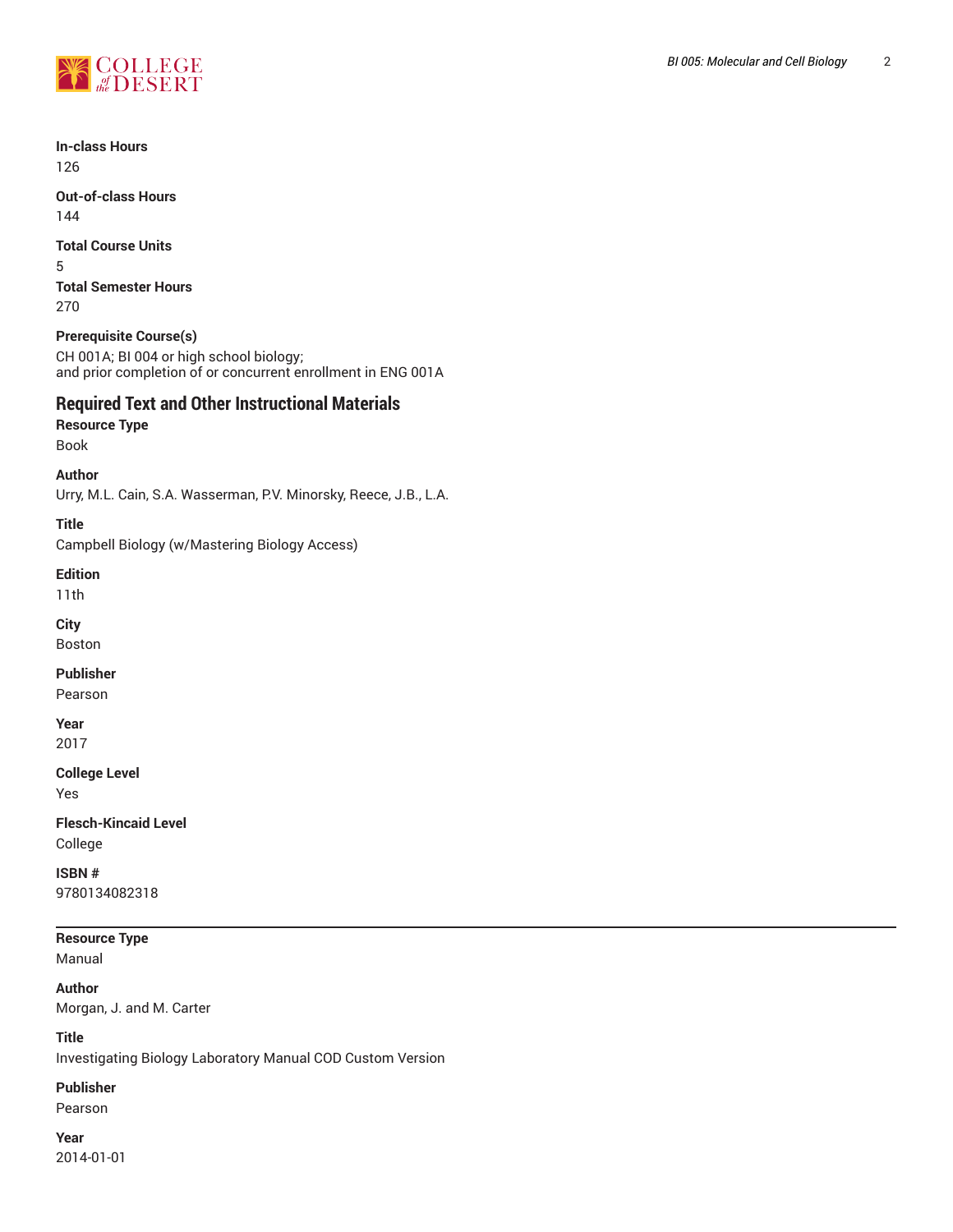**In-class Hours**
126

**Out-of-class Hours**
144

**Total Course Units**
5

**Total Semester Hours**
270

**Prerequisite Course(s)**
CH 001A; BI 004 or high school biology;
and prior completion of or concurrent enrollment in ENG 001A

## Required Text and Other Instructional Materials

**Resource Type**
Book

**Author**
Urry, M.L. Cain, S.A. Wasserman, P.V. Minorsky, Reece, J.B., L.A.

**Title**
Campbell Biology (w/Mastering Biology Access)

**Edition**
11th

**City**
Boston

**Publisher**
Pearson

**Year**
2017

**College Level**
Yes

**Flesch-Kincaid Level**
College

**ISBN #**
9780134082318

---

**Resource Type**
Manual

**Author**
Morgan, J. and M. Carter

**Title**
Investigating Biology Laboratory Manual COD Custom Version

**Publisher**
Pearson

**Year**
2014-01-01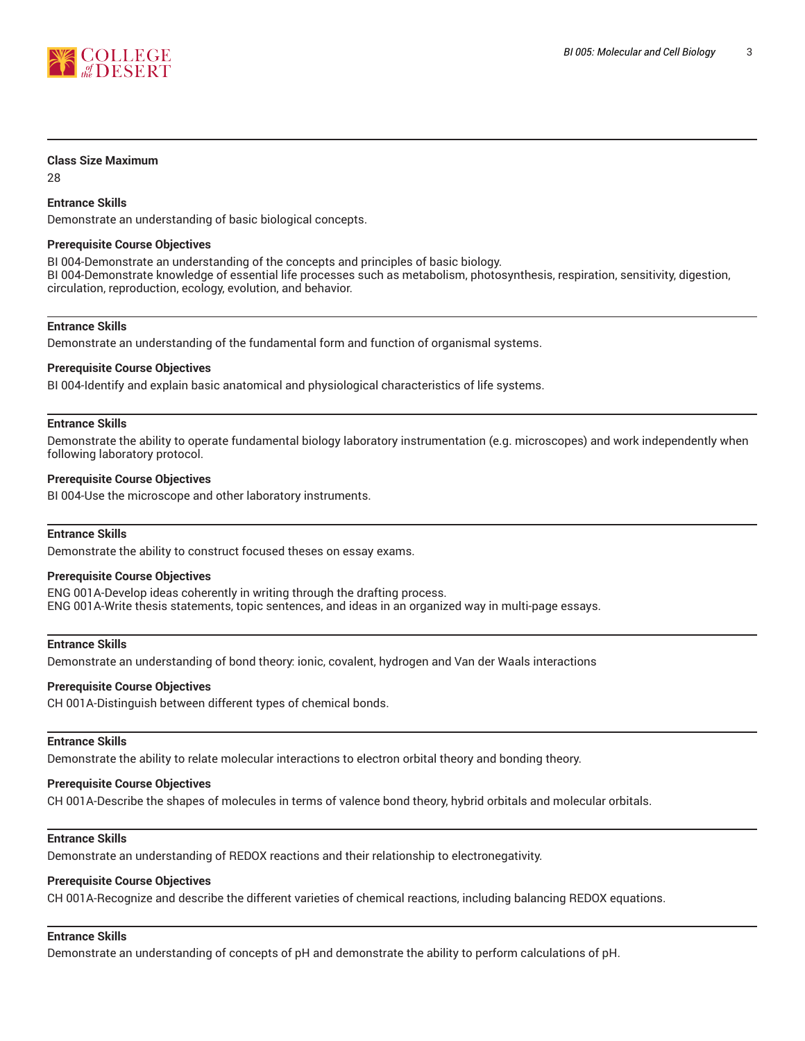**Class Size Maximum**

28

**Entrance Skills**

Demonstrate an understanding of basic biological concepts.

**Prerequisite Course Objectives**

BI 004-Demonstrate an understanding of the concepts and principles of basic biology.
BI 004-Demonstrate knowledge of essential life processes such as metabolism, photosynthesis, respiration, sensitivity, digestion, circulation, reproduction, ecology, evolution, and behavior.

---

**Entrance Skills**

Demonstrate an understanding of the fundamental form and function of organismal systems.

**Prerequisite Course Objectives**

BI 004-Identify and explain basic anatomical and physiological characteristics of life systems.

---

**Entrance Skills**

Demonstrate the ability to operate fundamental biology laboratory instrumentation (e.g. microscopes) and work independently when following laboratory protocol.

**Prerequisite Course Objectives**

BI 004-Use the microscope and other laboratory instruments.

---

**Entrance Skills**

Demonstrate the ability to construct focused theses on essay exams.

**Prerequisite Course Objectives**

ENG 001A-Develop ideas coherently in writing through the drafting process.
ENG 001A-Write thesis statements, topic sentences, and ideas in an organized way in multi-page essays.

---

**Entrance Skills**

Demonstrate an understanding of bond theory: ionic, covalent, hydrogen and Van der Waals interactions

**Prerequisite Course Objectives**

CH 001A-Distinguish between different types of chemical bonds.

---

**Entrance Skills**

Demonstrate the ability to relate molecular interactions to electron orbital theory and bonding theory.

**Prerequisite Course Objectives**

CH 001A-Describe the shapes of molecules in terms of valence bond theory, hybrid orbitals and molecular orbitals.

---

**Entrance Skills**

Demonstrate an understanding of REDOX reactions and their relationship to electronegativity.

**Prerequisite Course Objectives**

CH 001A-Recognize and describe the different varieties of chemical reactions, including balancing REDOX equations.

---

**Entrance Skills**

Demonstrate an understanding of concepts of pH and demonstrate the ability to perform calculations of pH.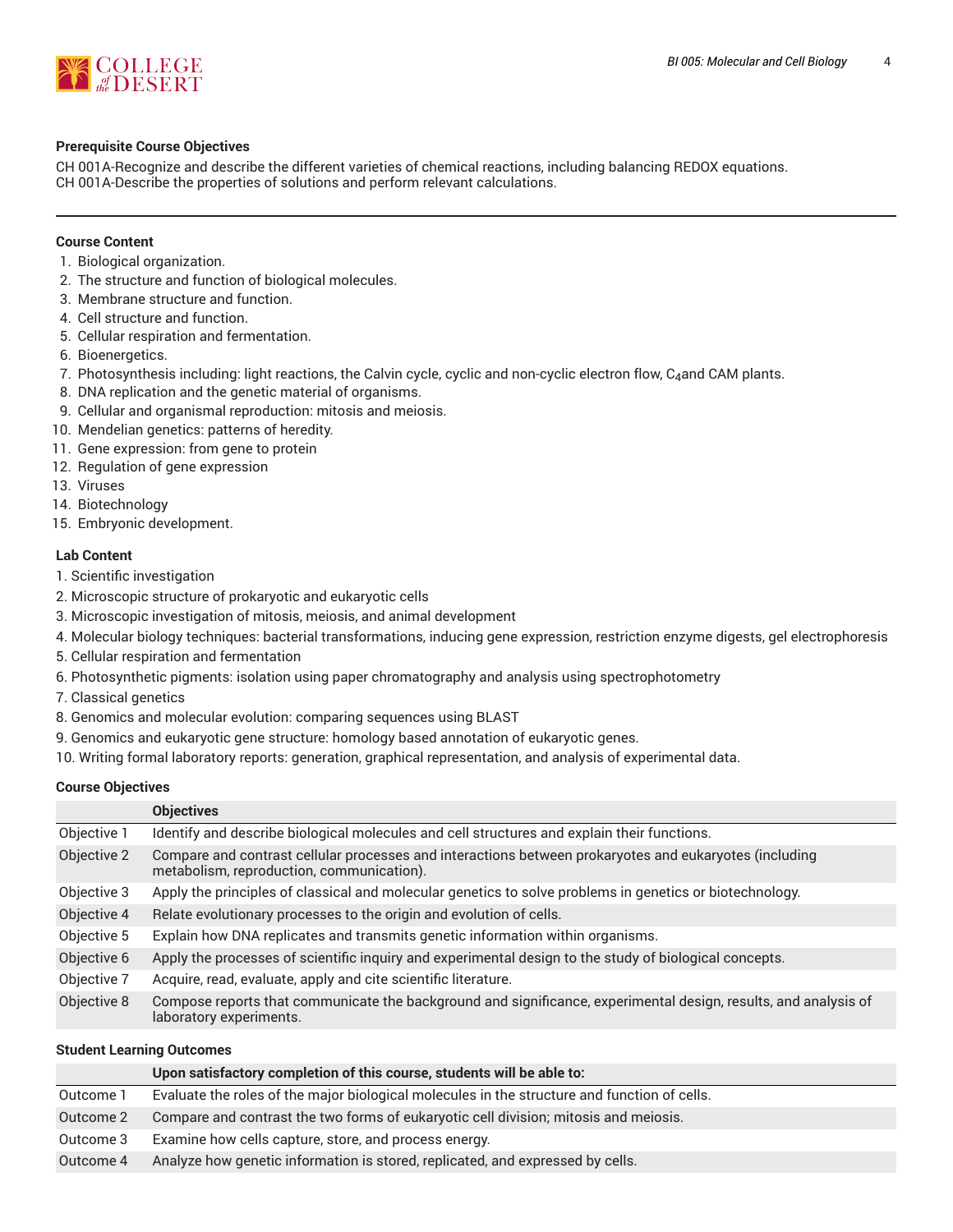### Prerequisite Course Objectives

CH 001A-Recognize and describe the different varieties of chemical reactions, including balancing REDOX equations.
CH 001A-Describe the properties of solutions and perform relevant calculations.

---

### Course Content

1. Biological organization.
2. The structure and function of biological molecules.
3. Membrane structure and function.
4. Cell structure and function.
5. Cellular respiration and fermentation.
6. Bioenergetics.
7. Photosynthesis including: light reactions, the Calvin cycle, cyclic and non-cyclic electron flow, $C_4$and CAM plants.
8. DNA replication and the genetic material of organisms.
9. Cellular and organismal reproduction: mitosis and meiosis.
10. Mendelian genetics: patterns of heredity.
11. Gene expression: from gene to protein
12. Regulation of gene expression
13. Viruses
14. Biotechnology
15. Embryonic development.

### Lab Content

1. Scientific investigation
2. Microscopic structure of prokaryotic and eukaryotic cells
3. Microscopic investigation of mitosis, meiosis, and animal development
4. Molecular biology techniques: bacterial transformations, inducing gene expression, restriction enzyme digests, gel electrophoresis
5. Cellular respiration and fermentation
6. Photosynthetic pigments: isolation using paper chromatography and analysis using spectrophotometry
7. Classical genetics
8. Genomics and molecular evolution: comparing sequences using BLAST
9. Genomics and eukaryotic gene structure: homology based annotation of eukaryotic genes.
10. Writing formal laboratory reports: generation, graphical representation, and analysis of experimental data.

### Course Objectives

| | Objectives |
|---|---|
| Objective 1 | Identify and describe biological molecules and cell structures and explain their functions. |
| Objective 2 | Compare and contrast cellular processes and interactions between prokaryotes and eukaryotes (including metabolism, reproduction, communication). |
| Objective 3 | Apply the principles of classical and molecular genetics to solve problems in genetics or biotechnology. |
| Objective 4 | Relate evolutionary processes to the origin and evolution of cells. |
| Objective 5 | Explain how DNA replicates and transmits genetic information within organisms. |
| Objective 6 | Apply the processes of scientific inquiry and experimental design to the study of biological concepts. |
| Objective 7 | Acquire, read, evaluate, apply and cite scientific literature. |
| Objective 8 | Compose reports that communicate the background and significance, experimental design, results, and analysis of laboratory experiments. |

### Student Learning Outcomes

| | Upon satisfactory completion of this course, students will be able to: |
|---|---|
| Outcome 1 | Evaluate the roles of the major biological molecules in the structure and function of cells. |
| Outcome 2 | Compare and contrast the two forms of eukaryotic cell division; mitosis and meiosis. |
| Outcome 3 | Examine how cells capture, store, and process energy. |
| Outcome 4 | Analyze how genetic information is stored, replicated, and expressed by cells. |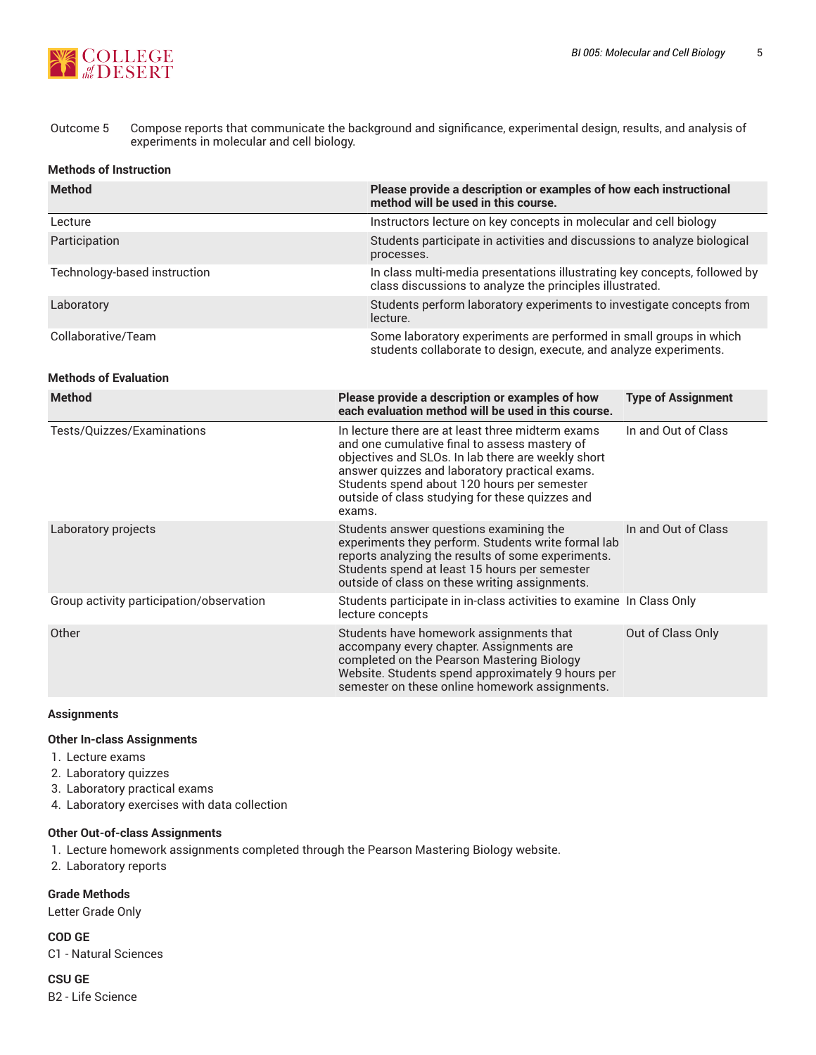| Outcome 5 | Compose reports that communicate the background and significance, experimental design, results, and analysis of experiments in molecular and cell biology. |
|---|---|

### Methods of Instruction

| Method | Please provide a description or examples of how each instructional method will be used in this course. |
|---|---|
| Lecture | Instructors lecture on key concepts in molecular and cell biology |
| Participation | Students participate in activities and discussions to analyze biological processes. |
| Technology-based instruction | In class multi-media presentations illustrating key concepts, followed by class discussions to analyze the principles illustrated. |
| Laboratory | Students perform laboratory experiments to investigate concepts from lecture. |
| Collaborative/Team | Some laboratory experiments are performed in small groups in which students collaborate to design, execute, and analyze experiments. |

### Methods of Evaluation

| Method | Please provide a description or examples of how each evaluation method will be used in this course. | Type of Assignment |
|---|---|---|
| Tests/Quizzes/Examinations | In lecture there are at least three midterm exams and one cumulative final to assess mastery of objectives and SLOs. In lab there are weekly short answer quizzes and laboratory practical exams. Students spend about 120 hours per semester outside of class studying for these quizzes and exams. | In and Out of Class |
| Laboratory projects | Students answer questions examining the experiments they perform. Students write formal lab reports analyzing the results of some experiments. Students spend at least 15 hours per semester outside of class on these writing assignments. | In and Out of Class |
| Group activity participation/observation | Students participate in in-class activities to examine lecture concepts | In Class Only |
| Other | Students have homework assignments that accompany every chapter. Assignments are completed on the Pearson Mastering Biology Website. Students spend approximately 9 hours per semester on these online homework assignments. | Out of Class Only |

### Assignments

#### Other In-class Assignments

1. Lecture exams
2. Laboratory quizzes
3. Laboratory practical exams
4. Laboratory exercises with data collection

#### Other Out-of-class Assignments

1. Lecture homework assignments completed through the Pearson Mastering Biology website.
2. Laboratory reports

### Grade Methods

Letter Grade Only

### COD GE

C1 - Natural Sciences

### CSU GE

B2 - Life Science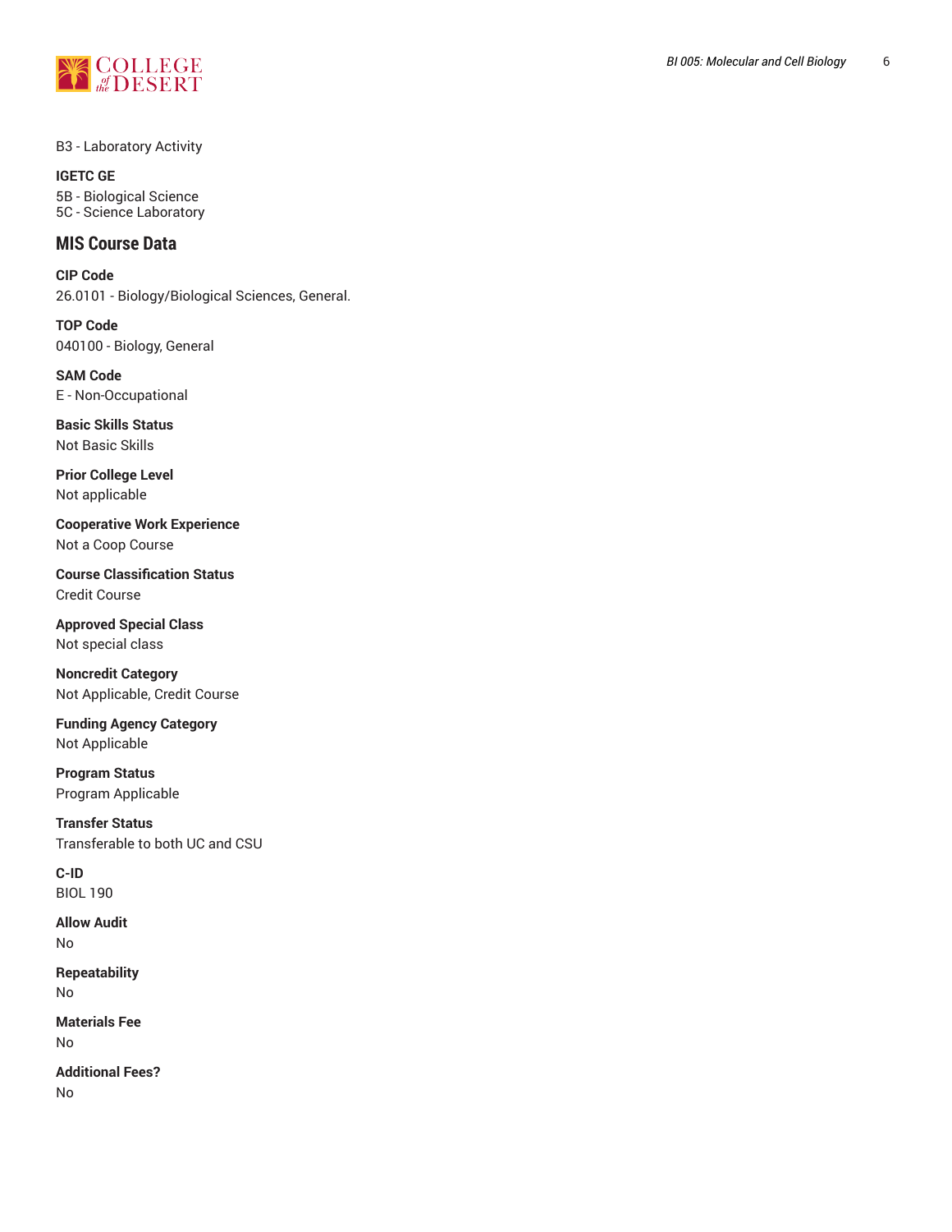B3 - Laboratory Activity

**IGETC GE**

5B - Biological Science
5C - Science Laboratory

## MIS Course Data

**CIP Code**

26.0101 - Biology/Biological Sciences, General.

**TOP Code**

040100 - Biology, General

**SAM Code**

E - Non-Occupational

**Basic Skills Status**

Not Basic Skills

**Prior College Level**

Not applicable

**Cooperative Work Experience**

Not a Coop Course

**Course Classification Status**

Credit Course

**Approved Special Class**

Not special class

**Noncredit Category**

Not Applicable, Credit Course

**Funding Agency Category**

Not Applicable

**Program Status**

Program Applicable

**Transfer Status**

Transferable to both UC and CSU

**C-ID**

BIOL 190

**Allow Audit**

No

**Repeatability**

No

**Materials Fee**

No

**Additional Fees?**

No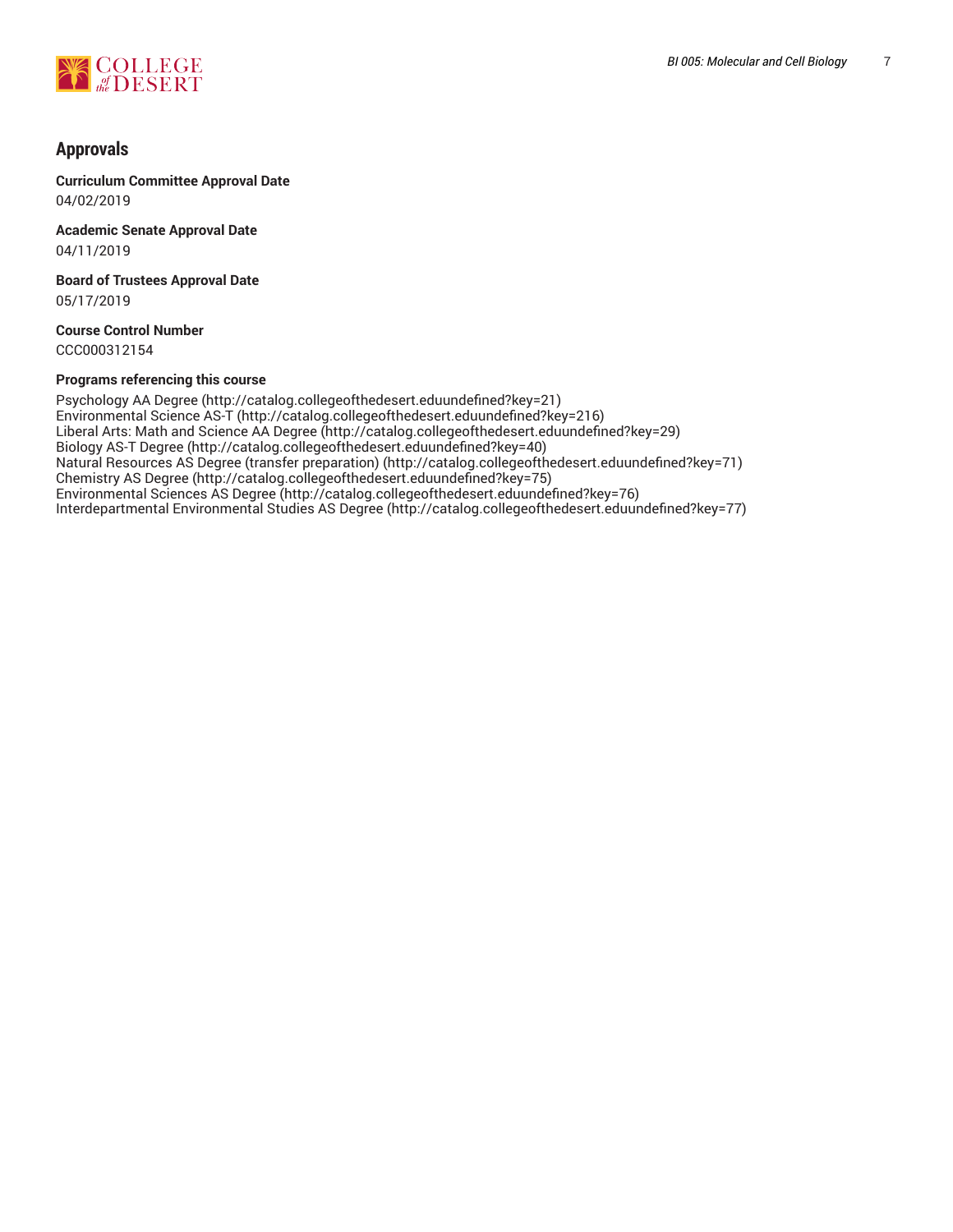## Approvals

**Curriculum Committee Approval Date**
04/02/2019

**Academic Senate Approval Date**
04/11/2019

**Board of Trustees Approval Date**
05/17/2019

**Course Control Number**
CCC000312154

**Programs referencing this course**

Psychology AA Degree (http://catalog.collegeofthedesert.eduundefined?key=21)
Environmental Science AS-T (http://catalog.collegeofthedesert.eduundefined?key=216)
Liberal Arts: Math and Science AA Degree (http://catalog.collegeofthedesert.eduundefined?key=29)
Biology AS-T Degree (http://catalog.collegeofthedesert.eduundefined?key=40)
Natural Resources AS Degree (transfer preparation) (http://catalog.collegeofthedesert.eduundefined?key=71)
Chemistry AS Degree (http://catalog.collegeofthedesert.eduundefined?key=75)
Environmental Sciences AS Degree (http://catalog.collegeofthedesert.eduundefined?key=76)
Interdepartmental Environmental Studies AS Degree (http://catalog.collegeofthedesert.eduundefined?key=77)